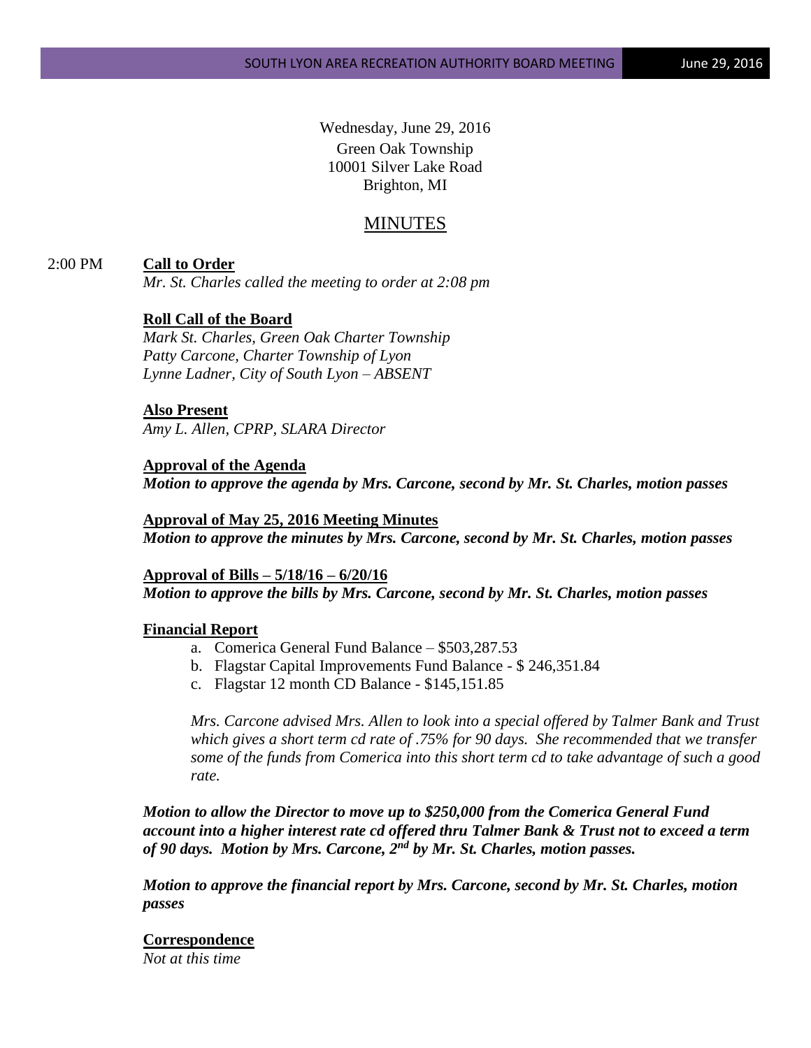Wednesday, June 29, 2016
Green Oak Township
10001 Silver Lake Road
Brighton, MI

# MINUTES

2:00 PM **Call to Order**

*Mr. St. Charles called the meeting to order at 2:08 pm*

**Roll Call of the Board**

*Mark St. Charles, Green Oak Charter Township*
*Patty Carcone, Charter Township of Lyon*
*Lynne Ladner, City of South Lyon – ABSENT*

**Also Present**

*Amy L. Allen, CPRP, SLARA Director*

**Approval of the Agenda**

***Motion to approve the agenda by Mrs. Carcone, second by Mr. St. Charles, motion passes***

**Approval of May 25, 2016 Meeting Minutes**

***Motion to approve the minutes by Mrs. Carcone, second by Mr. St. Charles, motion passes***

**Approval of Bills – 5/18/16 – 6/20/16**

***Motion to approve the bills by Mrs. Carcone, second by Mr. St. Charles, motion passes***

**Financial Report**

a. Comerica General Fund Balance – $503,287.53
b. Flagstar Capital Improvements Fund Balance - $ 246,351.84
c. Flagstar 12 month CD Balance - $145,151.85

*Mrs. Carcone advised Mrs. Allen to look into a special offered by Talmer Bank and Trust which gives a short term cd rate of .75% for 90 days. She recommended that we transfer some of the funds from Comerica into this short term cd to take advantage of such a good rate.*

***Motion to allow the Director to move up to $250,000 from the Comerica General Fund account into a higher interest rate cd offered thru Talmer Bank & Trust not to exceed a term of 90 days. Motion by Mrs. Carcone, 2nd by Mr. St. Charles, motion passes.***

***Motion to approve the financial report by Mrs. Carcone, second by Mr. St. Charles, motion passes***

**Correspondence**

*Not at this time*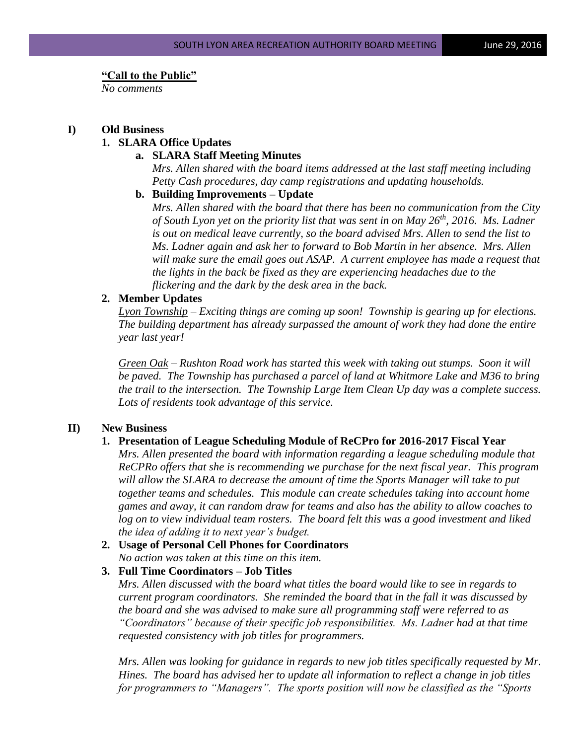**<u>"Call to the Public"</u>**
*No comments*

**I) Old Business**

**1. SLARA Office Updates**

**a. SLARA Staff Meeting Minutes**

*Mrs. Allen shared with the board items addressed at the last staff meeting including Petty Cash procedures, day camp registrations and updating households.*

**b. Building Improvements – Update**

*Mrs. Allen shared with the board that there has been no communication from the City of South Lyon yet on the priority list that was sent in on May 26th, 2016. Ms. Ladner is out on medical leave currently, so the board advised Mrs. Allen to send the list to Ms. Ladner again and ask her to forward to Bob Martin in her absence. Mrs. Allen will make sure the email goes out ASAP. A current employee has made a request that the lights in the back be fixed as they are experiencing headaches due to the flickering and the dark by the desk area in the back.*

**2. Member Updates**

*<u>Lyon Township</u> – Exciting things are coming up soon! Township is gearing up for elections. The building department has already surpassed the amount of work they had done the entire year last year!*

*<u>Green Oak</u> – Rushton Road work has started this week with taking out stumps. Soon it will be paved. The Township has purchased a parcel of land at Whitmore Lake and M36 to bring the trail to the intersection. The Township Large Item Clean Up day was a complete success. Lots of residents took advantage of this service.*

**II) New Business**

**1. Presentation of League Scheduling Module of ReCPro for 2016-2017 Fiscal Year**

*Mrs. Allen presented the board with information regarding a league scheduling module that ReCPRo offers that she is recommending we purchase for the next fiscal year. This program will allow the SLARA to decrease the amount of time the Sports Manager will take to put together teams and schedules. This module can create schedules taking into account home games and away, it can random draw for teams and also has the ability to allow coaches to log on to view individual team rosters. The board felt this was a good investment and liked the idea of adding it to next year's budget.*

**2. Usage of Personal Cell Phones for Coordinators**

*No action was taken at this time on this item.*

**3. Full Time Coordinators – Job Titles**

*Mrs. Allen discussed with the board what titles the board would like to see in regards to current program coordinators. She reminded the board that in the fall it was discussed by the board and she was advised to make sure all programming staff were referred to as "Coordinators" because of their specific job responsibilities. Ms. Ladner had at that time requested consistency with job titles for programmers.*

*Mrs. Allen was looking for guidance in regards to new job titles specifically requested by Mr. Hines. The board has advised her to update all information to reflect a change in job titles for programmers to "Managers". The sports position will now be classified as the "Sports*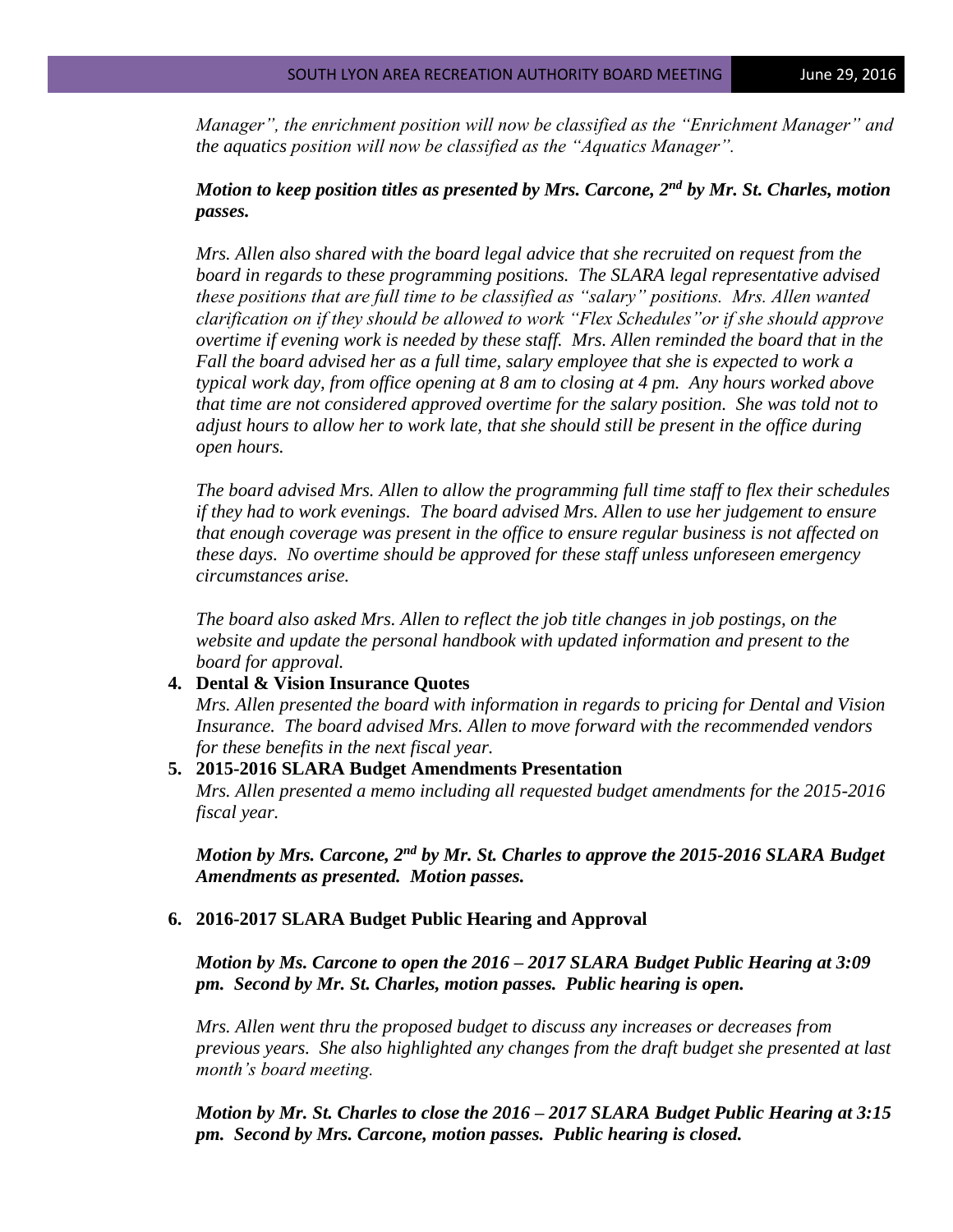*Manager", the enrichment position will now be classified as the "Enrichment Manager" and the aquatics position will now be classified as the "Aquatics Manager".*

***Motion to keep position titles as presented by Mrs. Carcone, 2nd by Mr. St. Charles, motion passes.***

*Mrs. Allen also shared with the board legal advice that she recruited on request from the board in regards to these programming positions. The SLARA legal representative advised these positions that are full time to be classified as "salary" positions. Mrs. Allen wanted clarification on if they should be allowed to work "Flex Schedules"or if she should approve overtime if evening work is needed by these staff. Mrs. Allen reminded the board that in the Fall the board advised her as a full time, salary employee that she is expected to work a typical work day, from office opening at 8 am to closing at 4 pm. Any hours worked above that time are not considered approved overtime for the salary position. She was told not to adjust hours to allow her to work late, that she should still be present in the office during open hours.*

*The board advised Mrs. Allen to allow the programming full time staff to flex their schedules if they had to work evenings. The board advised Mrs. Allen to use her judgement to ensure that enough coverage was present in the office to ensure regular business is not affected on these days. No overtime should be approved for these staff unless unforeseen emergency circumstances arise.*

*The board also asked Mrs. Allen to reflect the job title changes in job postings, on the website and update the personal handbook with updated information and present to the board for approval.*

4. **Dental & Vision Insurance Quotes**
   *Mrs. Allen presented the board with information in regards to pricing for Dental and Vision Insurance. The board advised Mrs. Allen to move forward with the recommended vendors for these benefits in the next fiscal year.*

5. **2015-2016 SLARA Budget Amendments Presentation**
   *Mrs. Allen presented a memo including all requested budget amendments for the 2015-2016 fiscal year.*

   ***Motion by Mrs. Carcone, 2nd by Mr. St. Charles to approve the 2015-2016 SLARA Budget Amendments as presented. Motion passes.***

6. **2016-2017 SLARA Budget Public Hearing and Approval**

   ***Motion by Ms. Carcone to open the 2016 – 2017 SLARA Budget Public Hearing at 3:09 pm. Second by Mr. St. Charles, motion passes. Public hearing is open.***

   *Mrs. Allen went thru the proposed budget to discuss any increases or decreases from previous years. She also highlighted any changes from the draft budget she presented at last month's board meeting.*

   ***Motion by Mr. St. Charles to close the 2016 – 2017 SLARA Budget Public Hearing at 3:15 pm. Second by Mrs. Carcone, motion passes. Public hearing is closed.***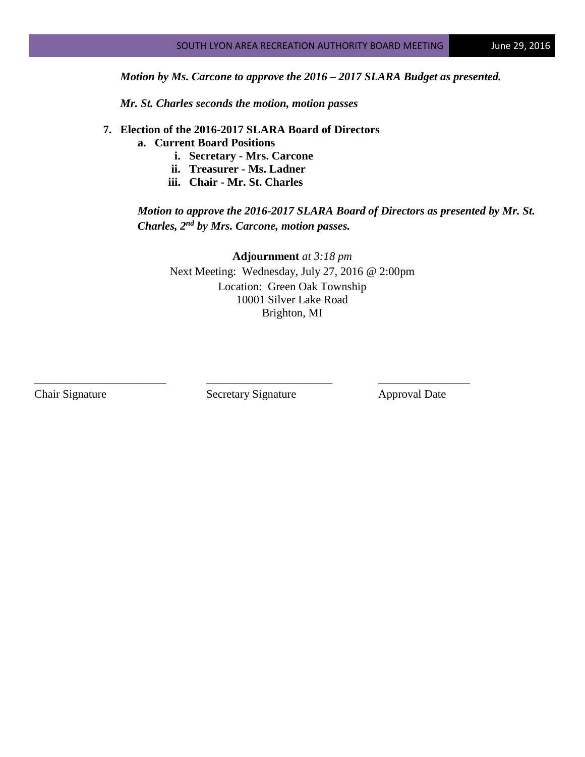***Motion by Ms. Carcone to approve the 2016 – 2017 SLARA Budget as presented.***

***Mr. St. Charles seconds the motion, motion passes***

7. **Election of the 2016-2017 SLARA Board of Directors**
    a. **Current Board Positions**
        i. **Secretary - Mrs. Carcone**
        ii. **Treasurer - Ms. Ladner**
        iii. **Chair - Mr. St. Charles**

    ***Motion to approve the 2016-2017 SLARA Board of Directors as presented by Mr. St. Charles, 2nd by Mrs. Carcone, motion passes.***

**Adjournment** *at 3:18 pm*

Next Meeting: Wednesday, July 27, 2016 @ 2:00pm

Location: Green Oak Township

10001 Silver Lake Road

Brighton, MI

\_\_\_\_\_\_\_\_\_\_\_\_\_\_\_\_\_\_\_\_\_\_\_ Chair Signature

\_\_\_\_\_\_\_\_\_\_\_\_\_\_\_\_\_\_\_\_\_\_\_ Secretary Signature

\_\_\_\_\_\_\_\_\_\_\_\_\_\_\_\_ Approval Date